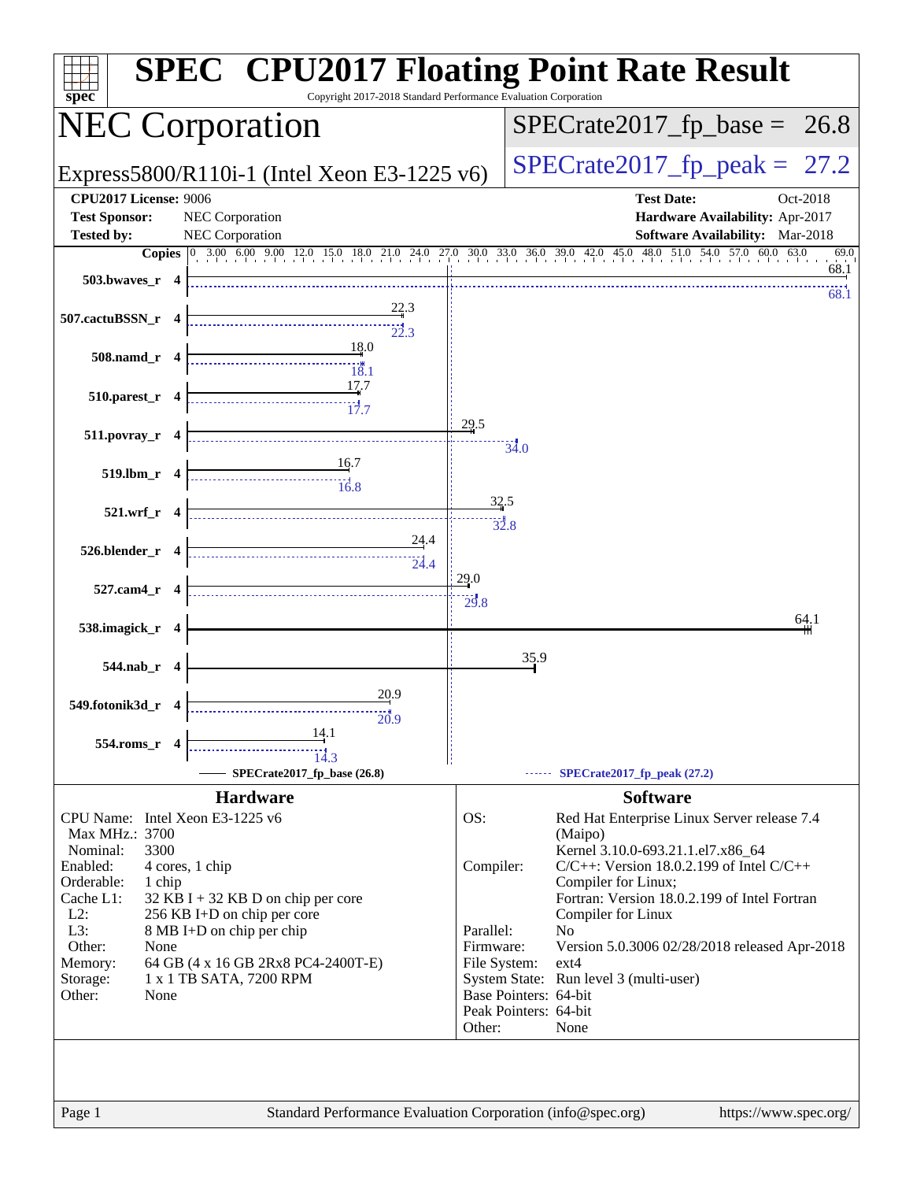# SPEC CPU2017 Floating Point Rate Result

Copyright 2017-2018 Standard Performance Evaluation Corporation

## NEC Corporation

Express5800/R110i-1 (Intel Xeon E3-1225 v6)

SPECrate2017_fp_base = 26.8

SPECrate2017_fp_peak = 27.2

**CPU2017 License:** 9006
**Test Sponsor:** NEC Corporation
**Tested by:** NEC Corporation

**Test Date:** Oct-2018
**Hardware Availability:** Apr-2017
**Software Availability:** Mar-2018

| Benchmark | Copies | Base | Peak |
|---|---|---|---|
| 503.bwaves_r | 4 | 68.1 | 68.1 |
| 507.cactuBSSN_r | 4 | 22.3 | 22.3 |
| 508.namd_r | 4 | 18.0 | 18.1 |
| 510.parest_r | 4 | 17.7 | 17.7 |
| 511.povray_r | 4 | 29.5 | 34.0 |
| 519.lbm_r | 4 | 16.7 | 16.8 |
| 521.wrf_r | 4 | 32.5 | 32.8 |
| 526.blender_r | 4 | 24.4 | 24.4 |
| 527.cam4_r | 4 | 29.0 | 29.8 |
| 538.imagick_r | 4 | 64.1 | |
| 544.nab_r | 4 | 35.9 | |
| 549.fotonik3d_r | 4 | 20.9 | 20.9 |
| 554.roms_r | 4 | 14.1 | 14.3 |

SPECrate2017_fp_base (26.8) — SPECrate2017_fp_peak (27.2)

### Hardware

| | |
|---|---|
| CPU Name: | Intel Xeon E3-1225 v6 |
| Max MHz.: | 3700 |
| Nominal: | 3300 |
| Enabled: | 4 cores, 1 chip |
| Orderable: | 1 chip |
| Cache L1: | 32 KB I + 32 KB D on chip per core |
| L2: | 256 KB I+D on chip per core |
| L3: | 8 MB I+D on chip per chip |
| Other: | None |
| Memory: | 64 GB (4 x 16 GB 2Rx8 PC4-2400T-E) |
| Storage: | 1 x 1 TB SATA, 7200 RPM |
| Other: | None |

### Software

| | |
|---|---|
| OS: | Red Hat Enterprise Linux Server release 7.4 (Maipo) Kernel 3.10.0-693.21.1.el7.x86_64 |
| Compiler: | C/C++: Version 18.0.2.199 of Intel C/C++ Compiler for Linux; Fortran: Version 18.0.2.199 of Intel Fortran Compiler for Linux |
| Parallel: | No |
| Firmware: | Version 5.0.3006 02/28/2018 released Apr-2018 |
| File System: | ext4 |
| System State: | Run level 3 (multi-user) |
| Base Pointers: | 64-bit |
| Peak Pointers: | 64-bit |
| Other: | None |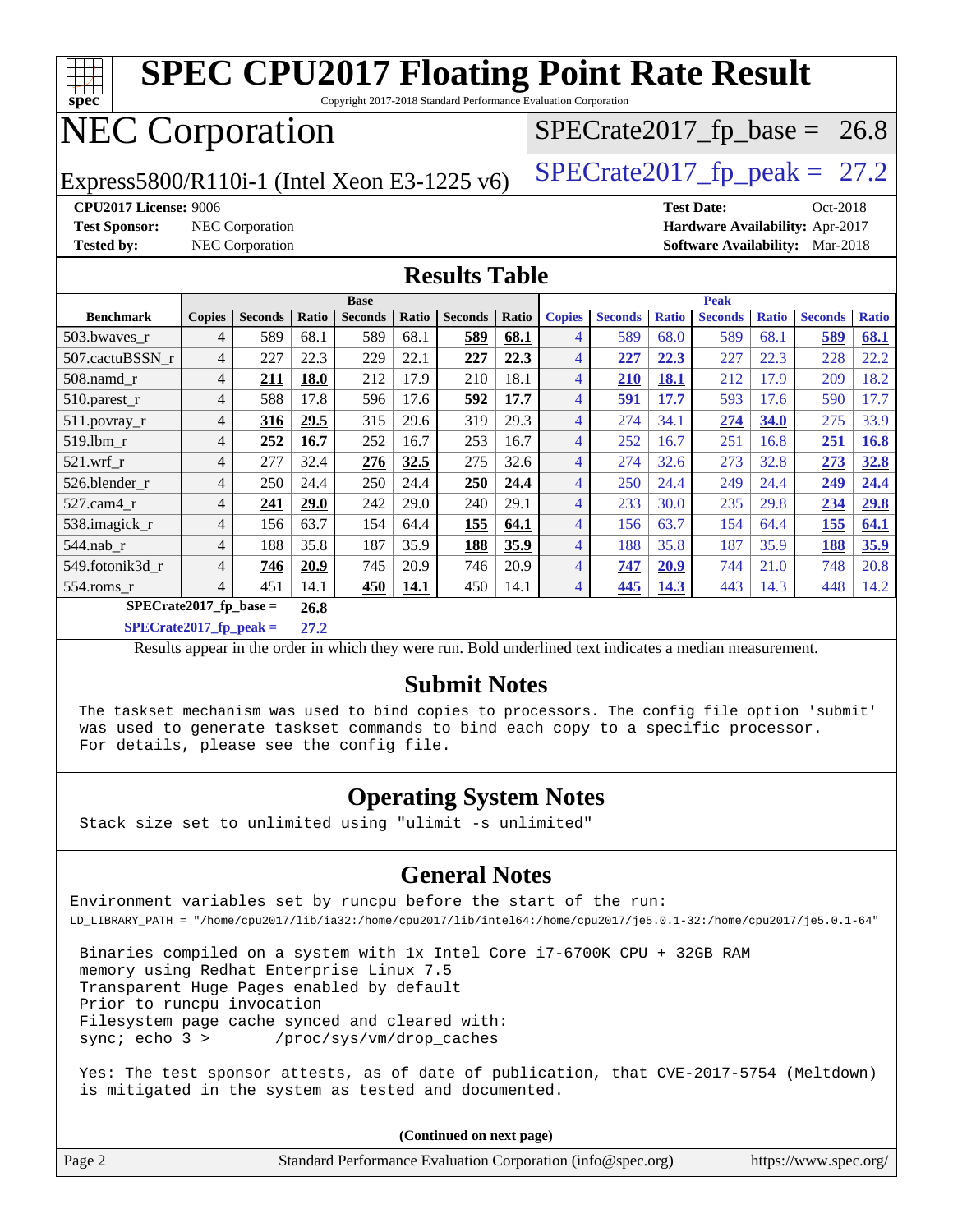# SPEC CPU2017 Floating Point Rate Result

Copyright 2017-2018 Standard Performance Evaluation Corporation

## NEC Corporation

Express5800/R110i-1 (Intel Xeon E3-1225 v6)

SPECrate2017_fp_base = 26.8

SPECrate2017_fp_peak = 27.2

**CPU2017 License:** 9006
**Test Sponsor:** NEC Corporation
**Tested by:** NEC Corporation

**Test Date:** Oct-2018
**Hardware Availability:** Apr-2017
**Software Availability:** Mar-2018

## Results Table

| Benchmark | Base | | | | | | | Peak | | | | | | |
|---|---|---|---|---|---|---|---|---|---|---|---|---|---|---|
| | Copies | Seconds | Ratio | Seconds | Ratio | Seconds | Ratio | Copies | Seconds | Ratio | Seconds | Ratio | Seconds | Ratio |
| 503.bwaves_r | 4 | 589 | 68.1 | 589 | 68.1 | **589** | **68.1** | 4 | 589 | 68.0 | 589 | 68.1 | **589** | **68.1** |
| 507.cactuBSSN_r | 4 | 227 | 22.3 | 229 | 22.1 | **227** | **22.3** | 4 | **227** | **22.3** | 227 | 22.3 | 228 | 22.2 |
| 508.namd_r | 4 | **211** | **18.0** | 212 | 17.9 | 210 | 18.1 | 4 | **210** | **18.1** | 212 | 17.9 | 209 | 18.2 |
| 510.parest_r | 4 | 588 | 17.8 | 596 | 17.6 | **592** | **17.7** | 4 | **591** | **17.7** | 593 | 17.6 | 590 | 17.7 |
| 511.povray_r | 4 | **316** | **29.5** | 315 | 29.6 | 319 | 29.3 | 4 | 274 | 34.1 | **274** | **34.0** | 275 | 33.9 |
| 519.lbm_r | 4 | **252** | **16.7** | 252 | 16.7 | 253 | 16.7 | 4 | 252 | 16.7 | 251 | 16.8 | **251** | **16.8** |
| 521.wrf_r | 4 | 277 | 32.4 | **276** | **32.5** | 275 | 32.6 | 4 | 274 | 32.6 | 273 | 32.8 | **273** | **32.8** |
| 526.blender_r | 4 | 250 | 24.4 | 250 | 24.4 | **250** | **24.4** | 4 | 250 | 24.4 | 249 | 24.4 | **249** | **24.4** |
| 527.cam4_r | 4 | **241** | **29.0** | 242 | 29.0 | 240 | 29.1 | 4 | 233 | 30.0 | 235 | 29.8 | **234** | **29.8** |
| 538.imagick_r | 4 | 156 | 63.7 | 154 | 64.4 | **155** | **64.1** | 4 | 156 | 63.7 | 154 | 64.4 | **155** | **64.1** |
| 544.nab_r | 4 | 188 | 35.8 | 187 | 35.9 | **188** | **35.9** | 4 | 188 | 35.8 | 187 | 35.9 | **188** | **35.9** |
| 549.fotonik3d_r | 4 | **746** | **20.9** | 745 | 20.9 | 746 | 20.9 | 4 | **747** | **20.9** | 744 | 21.0 | 748 | 20.8 |
| 554.roms_r | 4 | 451 | 14.1 | **450** | **14.1** | 450 | 14.1 | 4 | **445** | **14.3** | 443 | 14.3 | 448 | 14.2 |

**SPECrate2017_fp_base = 26.8**

**SPECrate2017_fp_peak = 27.2**

Results appear in the order in which they were run. Bold underlined text indicates a median measurement.

## Submit Notes

```
The taskset mechanism was used to bind copies to processors. The config file option 'submit'
was used to generate taskset commands to bind each copy to a specific processor.
For details, please see the config file.
```

## Operating System Notes

```
Stack size set to unlimited using "ulimit -s unlimited"
```

## General Notes

```
Environment variables set by runcpu before the start of the run:
LD_LIBRARY_PATH = "/home/cpu2017/lib/ia32:/home/cpu2017/lib/intel64:/home/cpu2017/je5.0.1-32:/home/cpu2017/je5.0.1-64"

 Binaries compiled on a system with 1x Intel Core i7-6700K CPU + 32GB RAM
 memory using Redhat Enterprise Linux 7.5
 Transparent Huge Pages enabled by default
 Prior to runcpu invocation
 Filesystem page cache synced and cleared with:
 sync; echo 3 >       /proc/sys/vm/drop_caches

 Yes: The test sponsor attests, as of date of publication, that CVE-2017-5754 (Meltdown)
 is mitigated in the system as tested and documented.
```

**(Continued on next page)**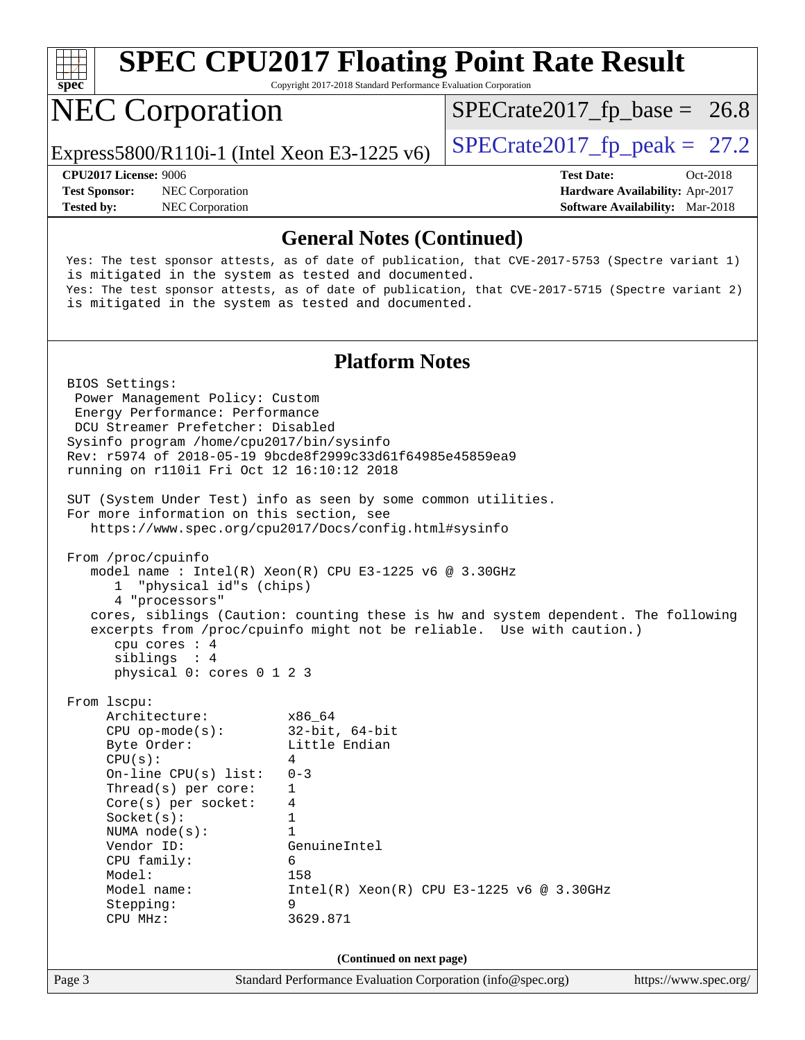## General Notes (Continued)

```
Yes: The test sponsor attests, as of date of publication, that CVE-2017-5753 (Spectre variant 1)
is mitigated in the system as tested and documented.
Yes: The test sponsor attests, as of date of publication, that CVE-2017-5715 (Spectre variant 2)
is mitigated in the system as tested and documented.
```

## Platform Notes

```
BIOS Settings:
 Power Management Policy: Custom
 Energy Performance: Performance
 DCU Streamer Prefetcher: Disabled
Sysinfo program /home/cpu2017/bin/sysinfo
Rev: r5974 of 2018-05-19 9bcde8f2999c33d61f64985e45859ea9
running on r110i1 Fri Oct 12 16:10:12 2018

SUT (System Under Test) info as seen by some common utilities.
For more information on this section, see
   https://www.spec.org/cpu2017/Docs/config.html#sysinfo

From /proc/cpuinfo
   model name : Intel(R) Xeon(R) CPU E3-1225 v6 @ 3.30GHz
      1  "physical id"s (chips)
      4 "processors"
   cores, siblings (Caution: counting these is hw and system dependent. The following
   excerpts from /proc/cpuinfo might not be reliable.  Use with caution.)
      cpu cores : 4
      siblings  : 4
      physical 0: cores 0 1 2 3

From lscpu:
     Architecture:          x86_64
     CPU op-mode(s):        32-bit, 64-bit
     Byte Order:            Little Endian
     CPU(s):                4
     On-line CPU(s) list:   0-3
     Thread(s) per core:    1
     Core(s) per socket:    4
     Socket(s):             1
     NUMA node(s):          1
     Vendor ID:             GenuineIntel
     CPU family:            6
     Model:                 158
     Model name:            Intel(R) Xeon(R) CPU E3-1225 v6 @ 3.30GHz
     Stepping:              9
     CPU MHz:               3629.871
```

(Continued on next page)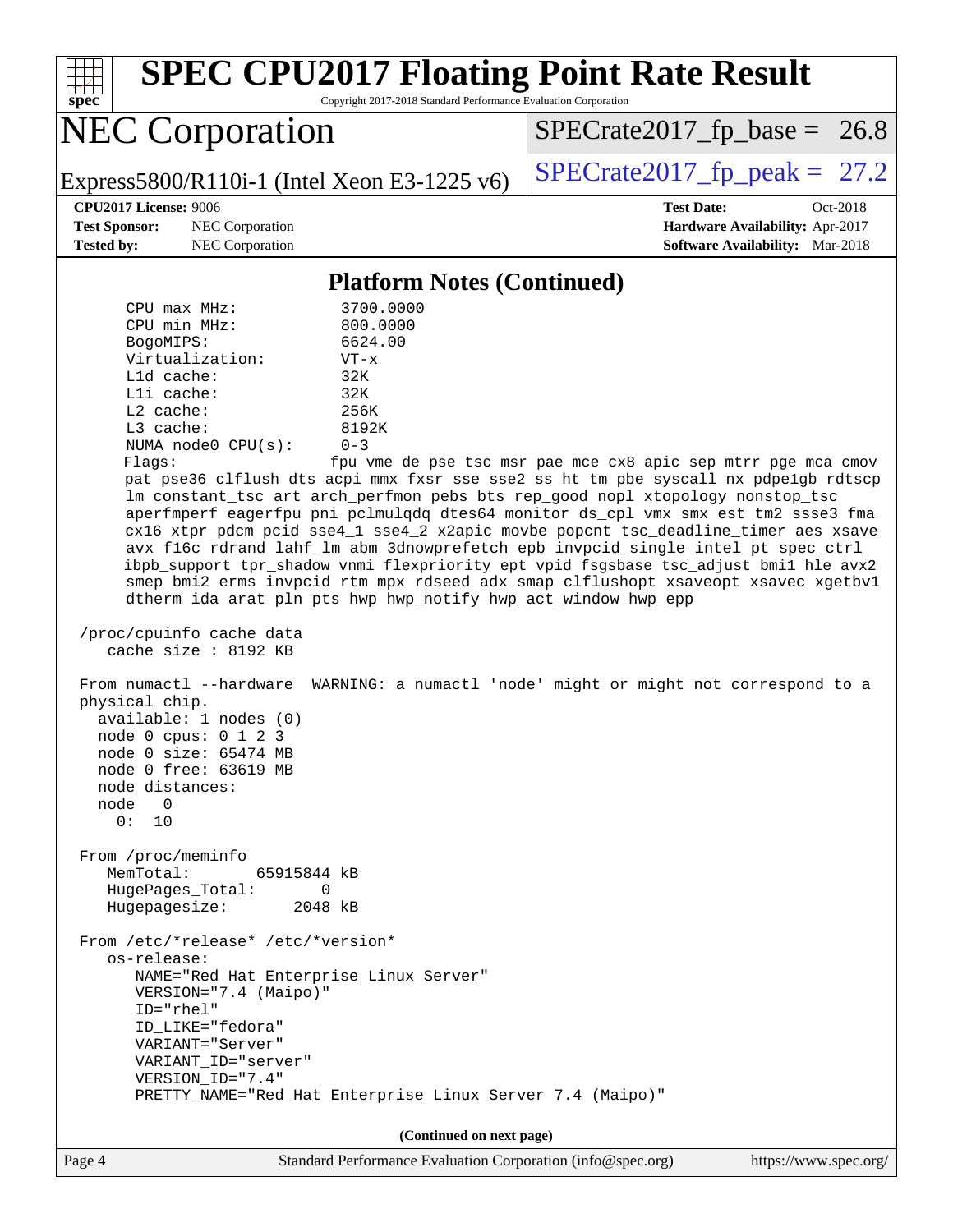# SPEC CPU2017 Floating Point Rate Result

Copyright 2017-2018 Standard Performance Evaluation Corporation

## NEC Corporation

Express5800/R110i-1 (Intel Xeon E3-1225 v6)

SPECrate2017_fp_base = 26.8

SPECrate2017_fp_peak = 27.2

**CPU2017 License:** 9006
**Test Sponsor:** NEC Corporation
**Tested by:** NEC Corporation

**Test Date:** Oct-2018
**Hardware Availability:** Apr-2017
**Software Availability:** Mar-2018

### Platform Notes (Continued)

```
     CPU max MHz:           3700.0000
     CPU min MHz:           800.0000
     BogoMIPS:              6624.00
     Virtualization:        VT-x
     L1d cache:             32K
     L1i cache:             32K
     L2 cache:              256K
     L3 cache:              8192K
     NUMA node0 CPU(s):     0-3
     Flags:                 fpu vme de pse tsc msr pae mce cx8 apic sep mtrr pge mca cmov
     pat pse36 clflush dts acpi mmx fxsr sse sse2 ss ht tm pbe syscall nx pdpe1gb rdtscp
     lm constant_tsc art arch_perfmon pebs bts rep_good nopl xtopology nonstop_tsc
     aperfmperf eagerfpu pni pclmulqdq dtes64 monitor ds_cpl vmx smx est tm2 ssse3 fma
     cx16 xtpr pdcm pcid sse4_1 sse4_2 x2apic movbe popcnt tsc_deadline_timer aes xsave
     avx f16c rdrand lahf_lm abm 3dnowprefetch epb invpcid_single intel_pt spec_ctrl
     ibpb_support tpr_shadow vnmi flexpriority ept vpid fsgsbase tsc_adjust bmi1 hle avx2
     smep bmi2 erms invpcid rtm mpx rdseed adx smap clflushopt xsaveopt xsavec xgetbv1
     dtherm ida arat pln pts hwp hwp_notify hwp_act_window hwp_epp

 /proc/cpuinfo cache data
    cache size : 8192 KB

 From numactl --hardware  WARNING: a numactl 'node' might or might not correspond to a
 physical chip.
   available: 1 nodes (0)
   node 0 cpus: 0 1 2 3
   node 0 size: 65474 MB
   node 0 free: 63619 MB
   node distances:
   node   0
     0:  10

 From /proc/meminfo
    MemTotal:       65915844 kB
    HugePages_Total:       0
    Hugepagesize:       2048 kB

 From /etc/*release* /etc/*version*
    os-release:
       NAME="Red Hat Enterprise Linux Server"
       VERSION="7.4 (Maipo)"
       ID="rhel"
       ID_LIKE="fedora"
       VARIANT="Server"
       VARIANT_ID="server"
       VERSION_ID="7.4"
       PRETTY_NAME="Red Hat Enterprise Linux Server 7.4 (Maipo)"
```

(Continued on next page)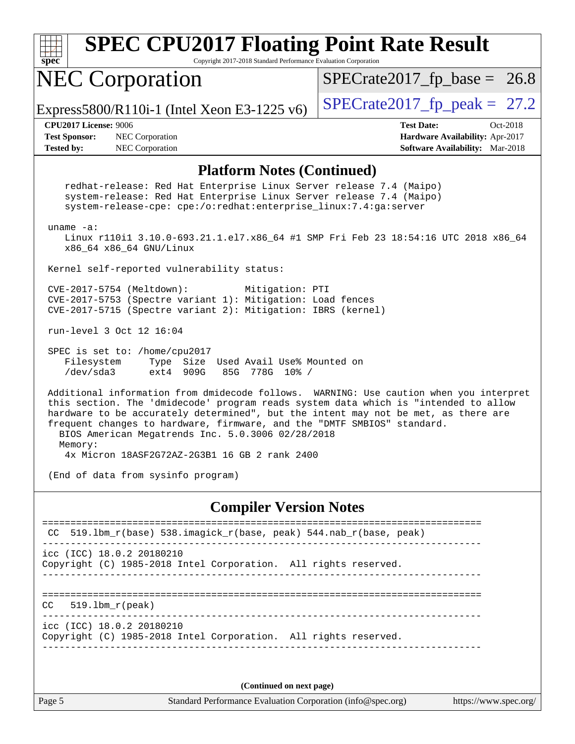## Platform Notes (Continued)

```
    redhat-release: Red Hat Enterprise Linux Server release 7.4 (Maipo)
    system-release: Red Hat Enterprise Linux Server release 7.4 (Maipo)
    system-release-cpe: cpe:/o:redhat:enterprise_linux:7.4:ga:server

 uname -a:
    Linux r110i1 3.10.0-693.21.1.el7.x86_64 #1 SMP Fri Feb 23 18:54:16 UTC 2018 x86_64
    x86_64 x86_64 GNU/Linux

 Kernel self-reported vulnerability status:

 CVE-2017-5754 (Meltdown):          Mitigation: PTI
 CVE-2017-5753 (Spectre variant 1): Mitigation: Load fences
 CVE-2017-5715 (Spectre variant 2): Mitigation: IBRS (kernel)

 run-level 3 Oct 12 16:04

 SPEC is set to: /home/cpu2017
    Filesystem     Type  Size  Used Avail Use% Mounted on
    /dev/sda3      ext4  909G   85G  778G  10% /

 Additional information from dmidecode follows.  WARNING: Use caution when you interpret
 this section. The 'dmidecode' program reads system data which is "intended to allow
 hardware to be accurately determined", but the intent may not be met, as there are
 frequent changes to hardware, firmware, and the "DMTF SMBIOS" standard.
   BIOS American Megatrends Inc. 5.0.3006 02/28/2018
   Memory:
    4x Micron 18ASF2G72AZ-2G3B1 16 GB 2 rank 2400

 (End of data from sysinfo program)
```

## Compiler Version Notes

```
==============================================================================
 CC  519.lbm_r(base) 538.imagick_r(base, peak) 544.nab_r(base, peak)
------------------------------------------------------------------------------
icc (ICC) 18.0.2 20180210
Copyright (C) 1985-2018 Intel Corporation.  All rights reserved.
------------------------------------------------------------------------------

==============================================================================
CC   519.lbm_r(peak)
------------------------------------------------------------------------------
icc (ICC) 18.0.2 20180210
Copyright (C) 1985-2018 Intel Corporation.  All rights reserved.
------------------------------------------------------------------------------
```

(Continued on next page)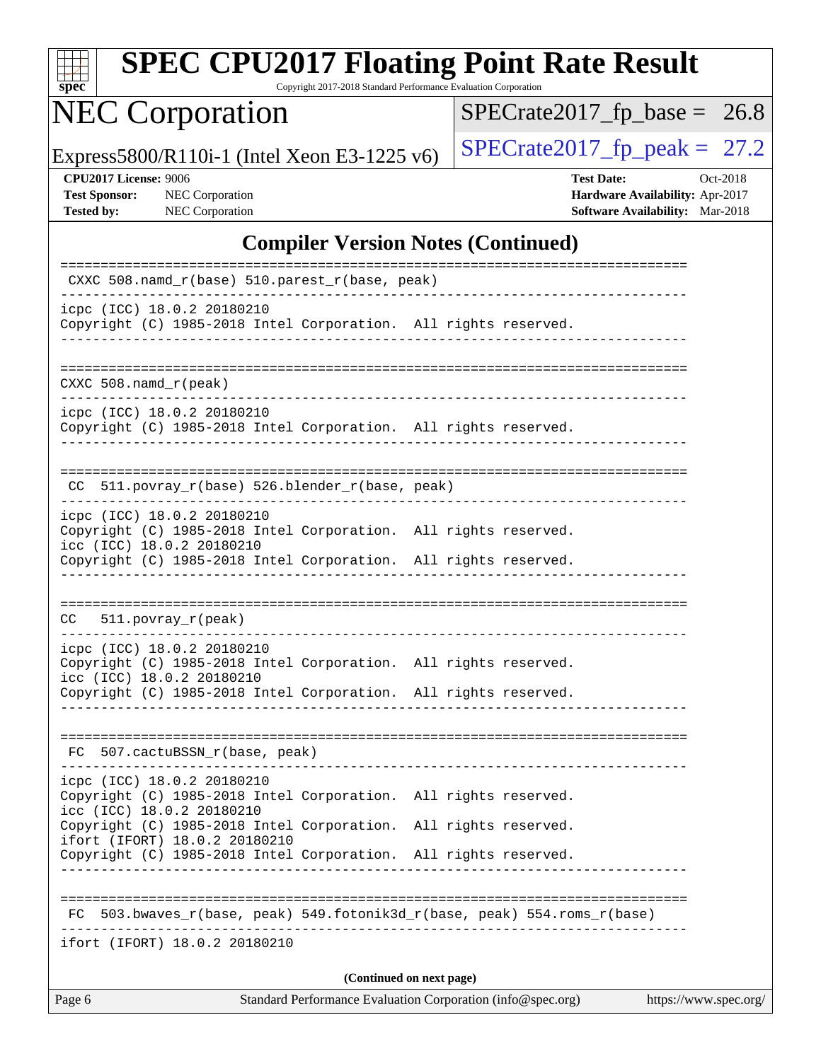# SPEC CPU2017 Floating Point Rate Result

Copyright 2017-2018 Standard Performance Evaluation Corporation

## NEC Corporation

Express5800/R110i-1 (Intel Xeon E3-1225 v6)

SPECrate2017_fp_base = 26.8

SPECrate2017_fp_peak = 27.2

**CPU2017 License:** 9006
**Test Sponsor:** NEC Corporation
**Tested by:** NEC Corporation

**Test Date:** Oct-2018
**Hardware Availability:** Apr-2017
**Software Availability:** Mar-2018

## Compiler Version Notes (Continued)

```
==============================================================================
 CXXC 508.namd_r(base) 510.parest_r(base, peak)
------------------------------------------------------------------------------
icpc (ICC) 18.0.2 20180210
Copyright (C) 1985-2018 Intel Corporation.  All rights reserved.
------------------------------------------------------------------------------

==============================================================================
CXXC 508.namd_r(peak)
------------------------------------------------------------------------------
icpc (ICC) 18.0.2 20180210
Copyright (C) 1985-2018 Intel Corporation.  All rights reserved.
------------------------------------------------------------------------------

==============================================================================
 CC  511.povray_r(base) 526.blender_r(base, peak)
------------------------------------------------------------------------------
icpc (ICC) 18.0.2 20180210
Copyright (C) 1985-2018 Intel Corporation.  All rights reserved.
icc (ICC) 18.0.2 20180210
Copyright (C) 1985-2018 Intel Corporation.  All rights reserved.
------------------------------------------------------------------------------

==============================================================================
CC   511.povray_r(peak)
------------------------------------------------------------------------------
icpc (ICC) 18.0.2 20180210
Copyright (C) 1985-2018 Intel Corporation.  All rights reserved.
icc (ICC) 18.0.2 20180210
Copyright (C) 1985-2018 Intel Corporation.  All rights reserved.
------------------------------------------------------------------------------

==============================================================================
 FC  507.cactuBSSN_r(base, peak)
------------------------------------------------------------------------------
icpc (ICC) 18.0.2 20180210
Copyright (C) 1985-2018 Intel Corporation.  All rights reserved.
icc (ICC) 18.0.2 20180210
Copyright (C) 1985-2018 Intel Corporation.  All rights reserved.
ifort (IFORT) 18.0.2 20180210
Copyright (C) 1985-2018 Intel Corporation.  All rights reserved.
------------------------------------------------------------------------------

==============================================================================
 FC  503.bwaves_r(base, peak) 549.fotonik3d_r(base, peak) 554.roms_r(base)
------------------------------------------------------------------------------
ifort (IFORT) 18.0.2 20180210
```

(Continued on next page)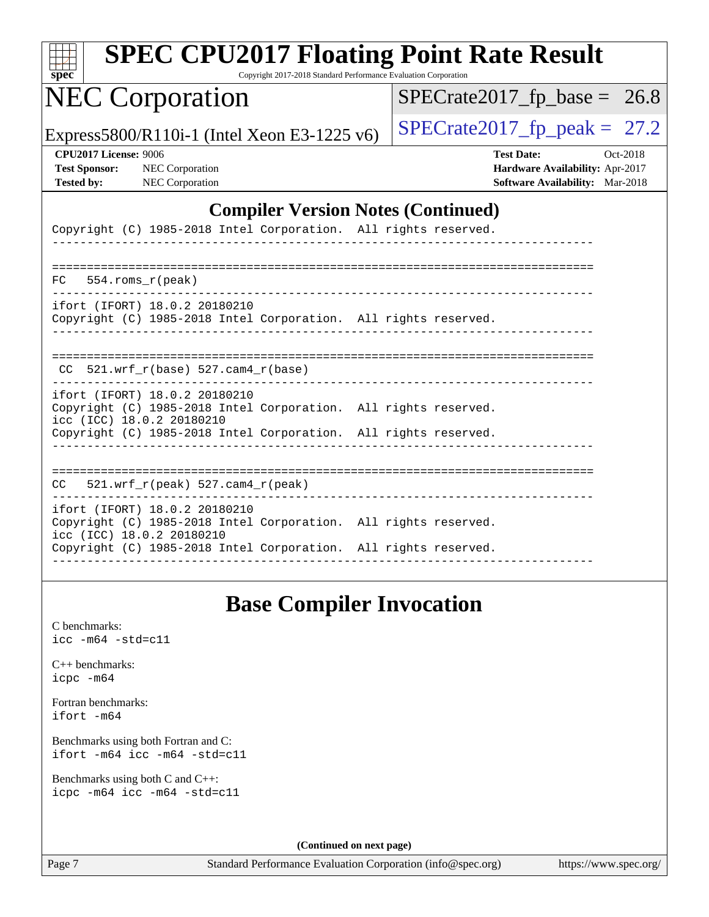## Compiler Version Notes (Continued)

```
Copyright (C) 1985-2018 Intel Corporation.  All rights reserved.
------------------------------------------------------------------------------

==============================================================================
 FC   554.roms_r(peak)
------------------------------------------------------------------------------
ifort (IFORT) 18.0.2 20180210
Copyright (C) 1985-2018 Intel Corporation.  All rights reserved.
------------------------------------------------------------------------------

==============================================================================
 CC  521.wrf_r(base) 527.cam4_r(base)
------------------------------------------------------------------------------
ifort (IFORT) 18.0.2 20180210
Copyright (C) 1985-2018 Intel Corporation.  All rights reserved.
icc (ICC) 18.0.2 20180210
Copyright (C) 1985-2018 Intel Corporation.  All rights reserved.
------------------------------------------------------------------------------

==============================================================================
 CC   521.wrf_r(peak) 527.cam4_r(peak)
------------------------------------------------------------------------------
ifort (IFORT) 18.0.2 20180210
Copyright (C) 1985-2018 Intel Corporation.  All rights reserved.
icc (ICC) 18.0.2 20180210
Copyright (C) 1985-2018 Intel Corporation.  All rights reserved.
------------------------------------------------------------------------------
```

## Base Compiler Invocation

C benchmarks:
icc -m64 -std=c11

C++ benchmarks:
icpc -m64

Fortran benchmarks:
ifort -m64

Benchmarks using both Fortran and C:
ifort -m64 icc -m64 -std=c11

Benchmarks using both C and C++:
icpc -m64 icc -m64 -std=c11

(Continued on next page)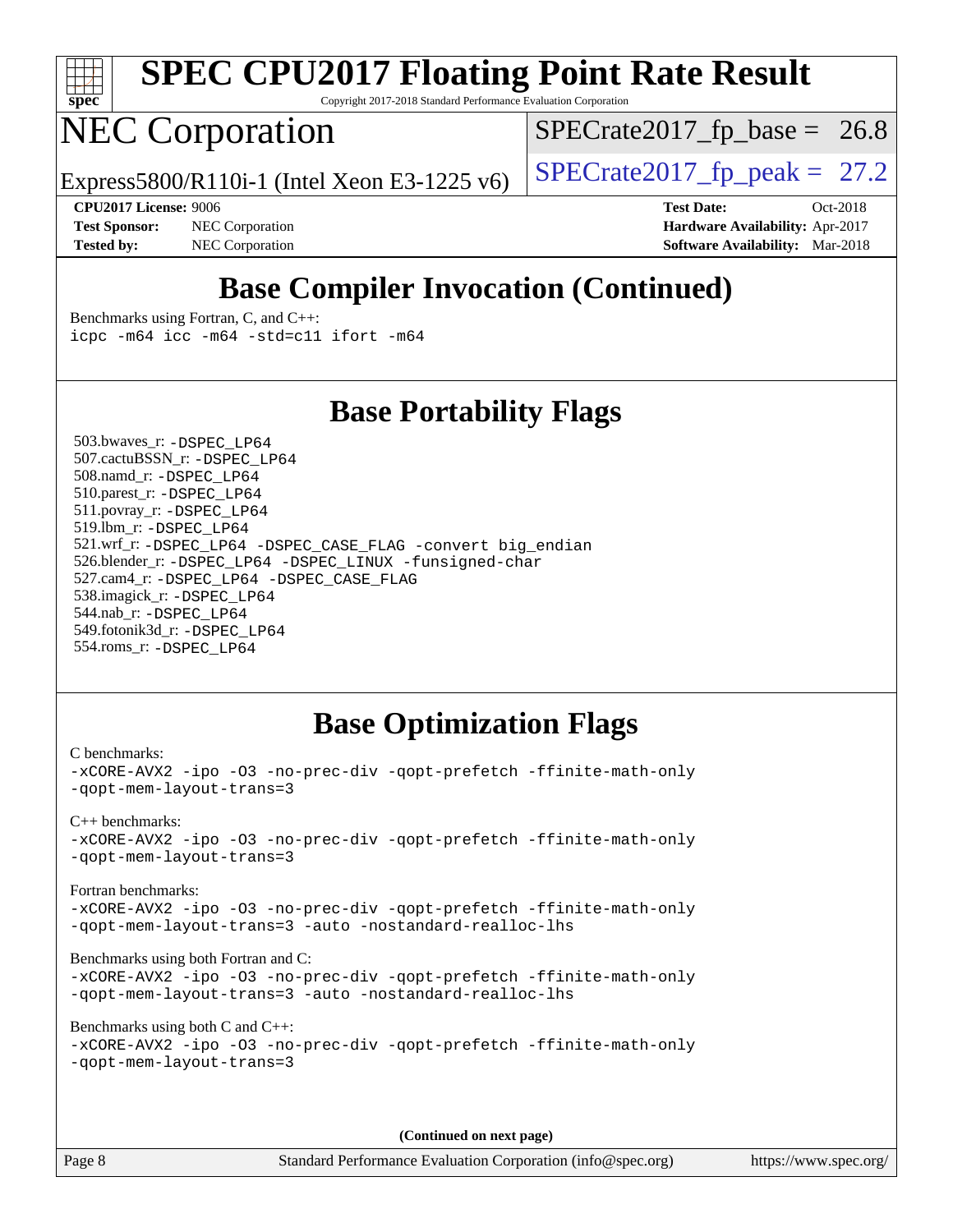# SPEC CPU2017 Floating Point Rate Result

Copyright 2017-2018 Standard Performance Evaluation Corporation

# NEC Corporation

Express5800/R110i-1 (Intel Xeon E3-1225 v6)

SPECrate2017_fp_base = 26.8

SPECrate2017_fp_peak = 27.2

**CPU2017 License:** 9006
**Test Sponsor:** NEC Corporation
**Tested by:** NEC Corporation

**Test Date:** Oct-2018
**Hardware Availability:** Apr-2017
**Software Availability:** Mar-2018

## Base Compiler Invocation (Continued)

Benchmarks using Fortran, C, and C++:
```
icpc -m64 icc -m64 -std=c11 ifort -m64
```

## Base Portability Flags

503.bwaves_r: -DSPEC_LP64
507.cactuBSSN_r: -DSPEC_LP64
508.namd_r: -DSPEC_LP64
510.parest_r: -DSPEC_LP64
511.povray_r: -DSPEC_LP64
519.lbm_r: -DSPEC_LP64
521.wrf_r: -DSPEC_LP64 -DSPEC_CASE_FLAG -convert big_endian
526.blender_r: -DSPEC_LP64 -DSPEC_LINUX -funsigned-char
527.cam4_r: -DSPEC_LP64 -DSPEC_CASE_FLAG
538.imagick_r: -DSPEC_LP64
544.nab_r: -DSPEC_LP64
549.fotonik3d_r: -DSPEC_LP64
554.roms_r: -DSPEC_LP64

## Base Optimization Flags

C benchmarks:
```
-xCORE-AVX2 -ipo -O3 -no-prec-div -qopt-prefetch -ffinite-math-only
-qopt-mem-layout-trans=3
```

C++ benchmarks:
```
-xCORE-AVX2 -ipo -O3 -no-prec-div -qopt-prefetch -ffinite-math-only
-qopt-mem-layout-trans=3
```

Fortran benchmarks:
```
-xCORE-AVX2 -ipo -O3 -no-prec-div -qopt-prefetch -ffinite-math-only
-qopt-mem-layout-trans=3 -auto -nostandard-realloc-lhs
```

Benchmarks using both Fortran and C:
```
-xCORE-AVX2 -ipo -O3 -no-prec-div -qopt-prefetch -ffinite-math-only
-qopt-mem-layout-trans=3 -auto -nostandard-realloc-lhs
```

Benchmarks using both C and C++:
```
-xCORE-AVX2 -ipo -O3 -no-prec-div -qopt-prefetch -ffinite-math-only
-qopt-mem-layout-trans=3
```

**(Continued on next page)**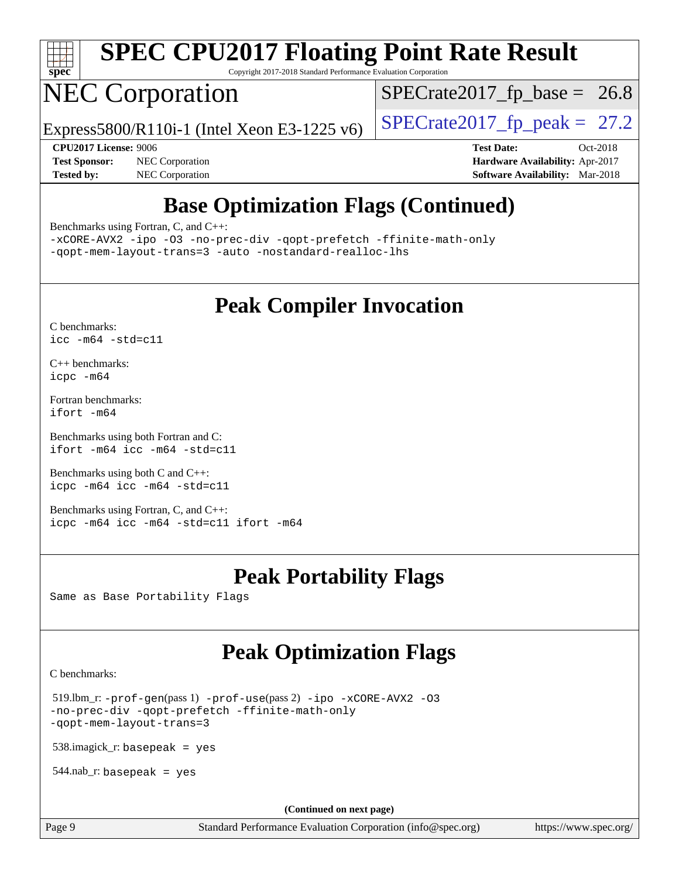## Base Optimization Flags (Continued)

Benchmarks using Fortran, C, and C++:

```
-xCORE-AVX2 -ipo -O3 -no-prec-div -qopt-prefetch -ffinite-math-only
-qopt-mem-layout-trans=3 -auto -nostandard-realloc-lhs
```

## Peak Compiler Invocation

C benchmarks:

```
icc -m64 -std=c11
```

C++ benchmarks:

```
icpc -m64
```

Fortran benchmarks:

```
ifort -m64
```

Benchmarks using both Fortran and C:

```
ifort -m64 icc -m64 -std=c11
```

Benchmarks using both C and C++:

```
icpc -m64 icc -m64 -std=c11
```

Benchmarks using Fortran, C, and C++:

```
icpc -m64 icc -m64 -std=c11 ifort -m64
```

## Peak Portability Flags

Same as Base Portability Flags

## Peak Optimization Flags

C benchmarks:

519.lbm_r: -prof-gen(pass 1) -prof-use(pass 2) -ipo -xCORE-AVX2 -O3 -no-prec-div -qopt-prefetch -ffinite-math-only -qopt-mem-layout-trans=3

538.imagick_r: basepeak = yes

544.nab_r: basepeak = yes

**(Continued on next page)**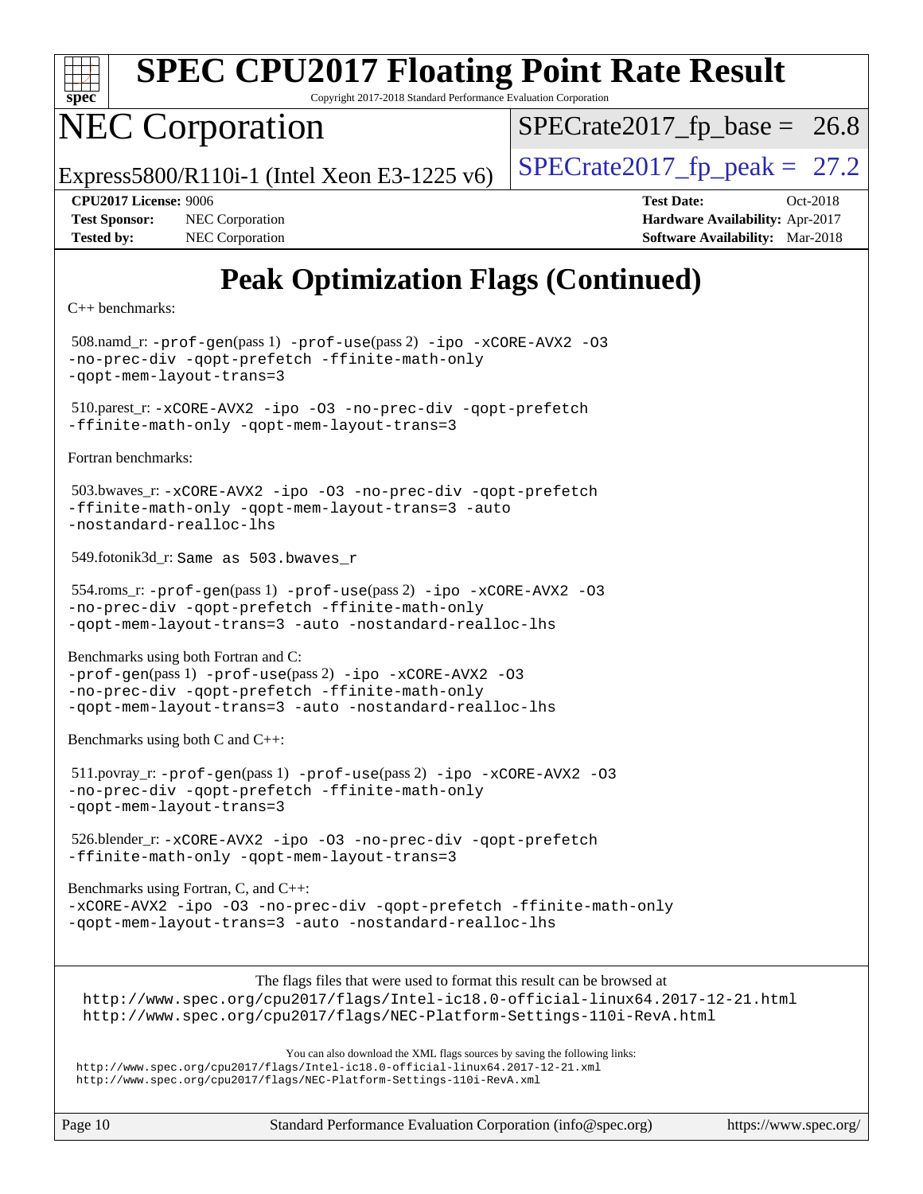# Peak Optimization Flags (Continued)

C++ benchmarks:

508.namd_r: `-prof-gen`(pass 1) `-prof-use`(pass 2) `-ipo -xCORE-AVX2 -O3 -no-prec-div -qopt-prefetch -ffinite-math-only -qopt-mem-layout-trans=3`

510.parest_r: `-xCORE-AVX2 -ipo -O3 -no-prec-div -qopt-prefetch -ffinite-math-only -qopt-mem-layout-trans=3`

Fortran benchmarks:

503.bwaves_r: `-xCORE-AVX2 -ipo -O3 -no-prec-div -qopt-prefetch -ffinite-math-only -qopt-mem-layout-trans=3 -auto -nostandard-realloc-lhs`

549.fotonik3d_r: `Same as 503.bwaves_r`

554.roms_r: `-prof-gen`(pass 1) `-prof-use`(pass 2) `-ipo -xCORE-AVX2 -O3 -no-prec-div -qopt-prefetch -ffinite-math-only -qopt-mem-layout-trans=3 -auto -nostandard-realloc-lhs`

Benchmarks using both Fortran and C:
`-prof-gen`(pass 1) `-prof-use`(pass 2) `-ipo -xCORE-AVX2 -O3 -no-prec-div -qopt-prefetch -ffinite-math-only -qopt-mem-layout-trans=3 -auto -nostandard-realloc-lhs`

Benchmarks using both C and C++:

511.povray_r: `-prof-gen`(pass 1) `-prof-use`(pass 2) `-ipo -xCORE-AVX2 -O3 -no-prec-div -qopt-prefetch -ffinite-math-only -qopt-mem-layout-trans=3`

526.blender_r: `-xCORE-AVX2 -ipo -O3 -no-prec-div -qopt-prefetch -ffinite-math-only -qopt-mem-layout-trans=3`

Benchmarks using Fortran, C, and C++:
`-xCORE-AVX2 -ipo -O3 -no-prec-div -qopt-prefetch -ffinite-math-only -qopt-mem-layout-trans=3 -auto -nostandard-realloc-lhs`

The flags files that were used to format this result can be browsed at
http://www.spec.org/cpu2017/flags/Intel-ic18.0-official-linux64.2017-12-21.html
http://www.spec.org/cpu2017/flags/NEC-Platform-Settings-110i-RevA.html

You can also download the XML flags sources by saving the following links:
http://www.spec.org/cpu2017/flags/Intel-ic18.0-official-linux64.2017-12-21.xml
http://www.spec.org/cpu2017/flags/NEC-Platform-Settings-110i-RevA.xml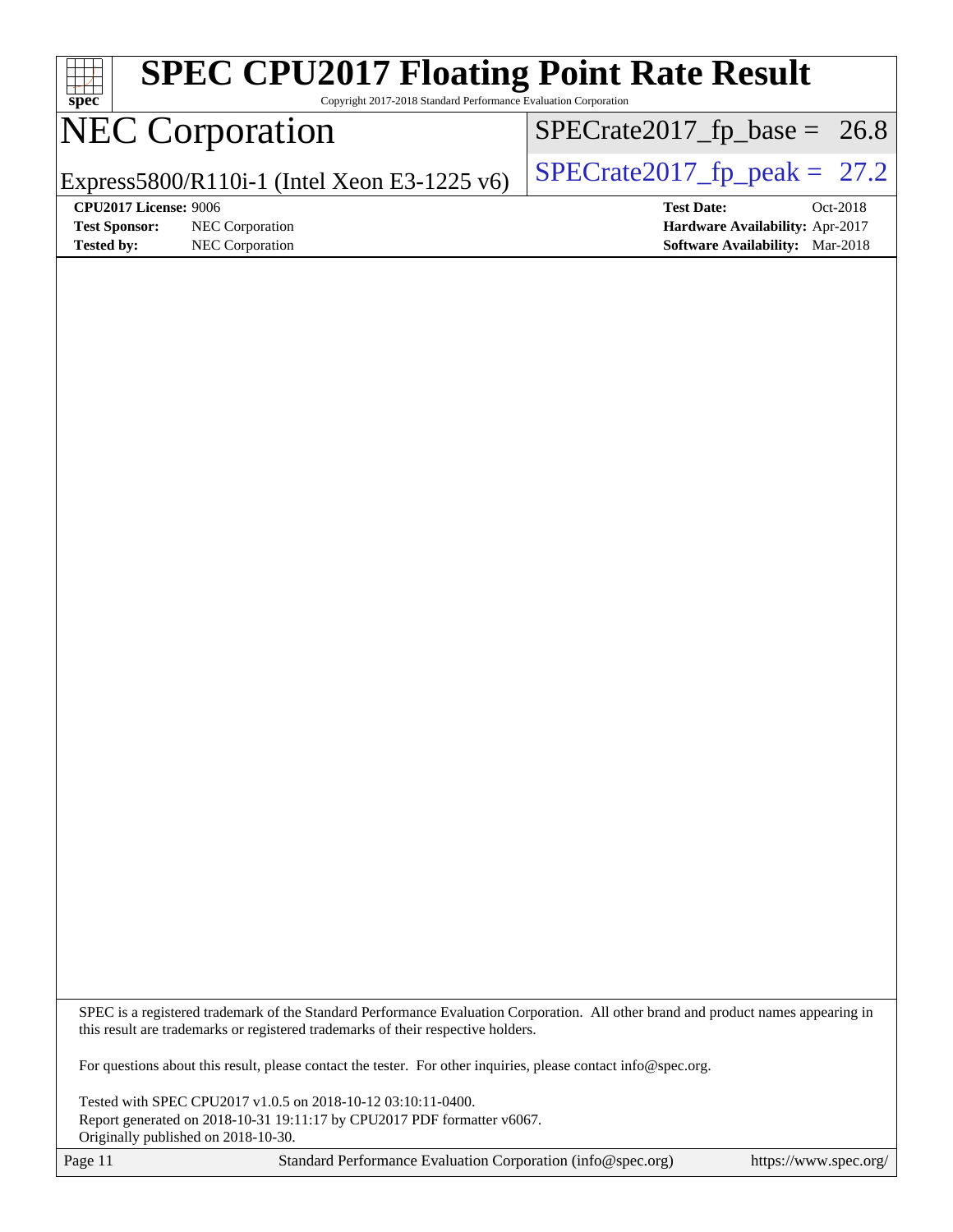SPEC is a registered trademark of the Standard Performance Evaluation Corporation. All other brand and product names appearing in this result are trademarks or registered trademarks of their respective holders.

For questions about this result, please contact the tester. For other inquiries, please contact info@spec.org.

Tested with SPEC CPU2017 v1.0.5 on 2018-10-12 03:10:11-0400.
Report generated on 2018-10-31 19:11:17 by CPU2017 PDF formatter v6067.
Originally published on 2018-10-30.